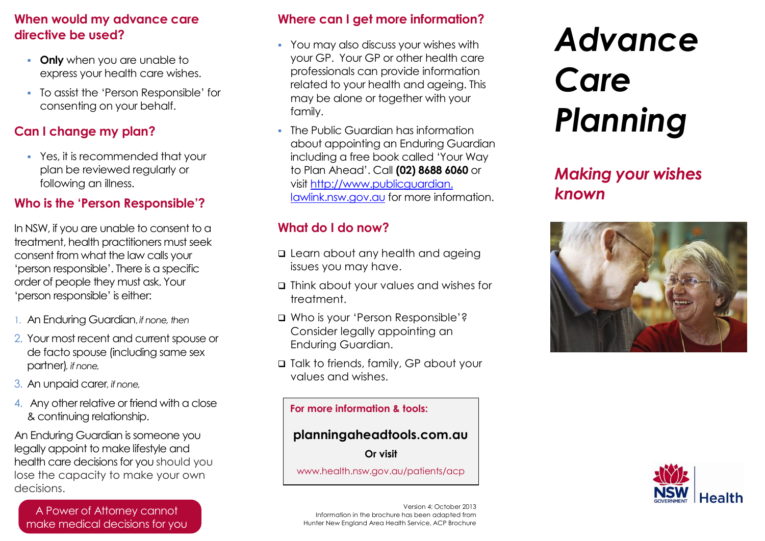## When would my advance care directive be used?

- **Only** when you are unable to express your health care wishes.
- To assist the 'Person Responsible' for consenting on your behalf.

## Can I change my plan?

- Yes, it is recommended that your plan be reviewed regularly or following an illness.

## Who is the 'Person Responsible'?

In NSW, if you are unable to consent to a treatment, health practitioners must seek consent from what the law calls your 'person responsible'. There is a specific order of people they must ask. Your 'person responsible' is either:

1. An Enduring Guardian, *if none, then*
2. Your most recent and current spouse or de facto spouse (including same sex partner), *if none,*
3. An unpaid carer, *if none,*
4. Any other relative or friend with a close & continuing relationship.

An Enduring Guardian is someone you legally appoint to make lifestyle and health care decisions for you should you lose the capacity to make your own decisions.

A Power of Attorney cannot make medical decisions for you

## Where can I get more information?

- You may also discuss your wishes with your GP. Your GP or other health care professionals can provide information related to your health and ageing. This may be alone or together with your family.
- The Public Guardian has information about appointing an Enduring Guardian including a free book called 'Your Way to Plan Ahead'. Call **(02) 8688 6060** or visit http://www.publicguardian.lawlink.nsw.gov.au for more information.

## What do I do now?

- ❑ Learn about any health and ageing issues you may have.
- ❑ Think about your values and wishes for treatment.
- ❑ Who is your 'Person Responsible'? Consider legally appointing an Enduring Guardian.
- ❑ Talk to friends, family, GP about your values and wishes.

**For more information & tools:**

**planningaheadtools.com.au**

**Or visit**

www.health.nsw.gov.au/patients/acp

Version 4: October 2013
Information in the brochure has been adapted from Hunter New England Area Health Service, ACP Brochure

# *Advance Care Planning*

## *Making your wishes known*

NSW GOVERNMENT | Health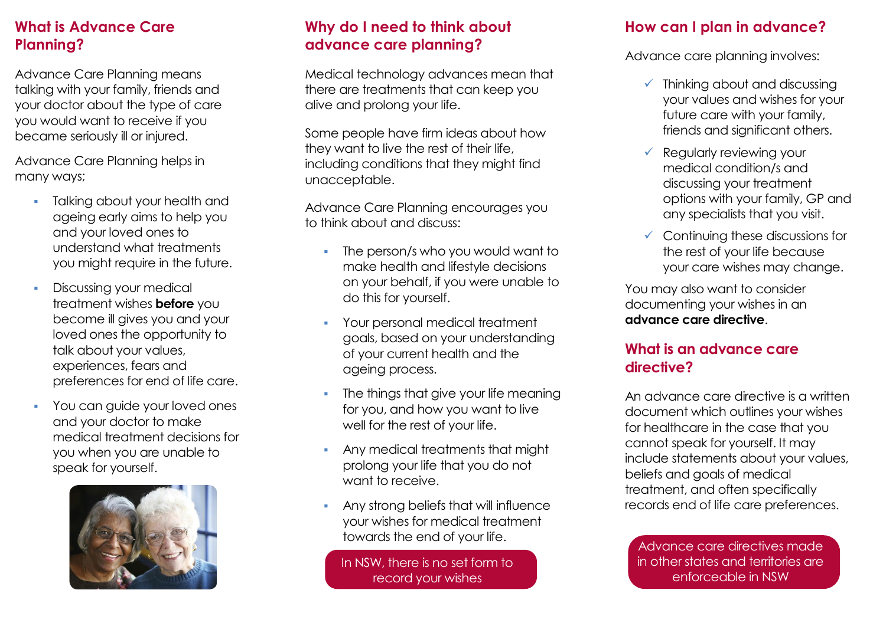## What is Advance Care Planning?

Advance Care Planning means talking with your family, friends and your doctor about the type of care you would want to receive if you became seriously ill or injured.

Advance Care Planning helps in many ways;

- Talking about your health and ageing early aims to help you and your loved ones to understand what treatments you might require in the future.
- Discussing your medical treatment wishes **before** you become ill gives you and your loved ones the opportunity to talk about your values, experiences, fears and preferences for end of life care.
- You can guide your loved ones and your doctor to make medical treatment decisions for you when you are unable to speak for yourself.

## Why do I need to think about advance care planning?

Medical technology advances mean that there are treatments that can keep you alive and prolong your life.

Some people have firm ideas about how they want to live the rest of their life, including conditions that they might find unacceptable.

Advance Care Planning encourages you to think about and discuss:

- The person/s who you would want to make health and lifestyle decisions on your behalf, if you were unable to do this for yourself.
- Your personal medical treatment goals, based on your understanding of your current health and the ageing process.
- The things that give your life meaning for you, and how you want to live well for the rest of your life.
- Any medical treatments that might prolong your life that you do not want to receive.
- Any strong beliefs that will influence your wishes for medical treatment towards the end of your life.

In NSW, there is no set form to record your wishes

## How can I plan in advance?

Advance care planning involves:

- ✓ Thinking about and discussing your values and wishes for your future care with your family, friends and significant others.
- ✓ Regularly reviewing your medical condition/s and discussing your treatment options with your family, GP and any specialists that you visit.
- ✓ Continuing these discussions for the rest of your life because your care wishes may change.

You may also want to consider documenting your wishes in an **advance care directive**.

## What is an advance care directive?

An advance care directive is a written document which outlines your wishes for healthcare in the case that you cannot speak for yourself. It may include statements about your values, beliefs and goals of medical treatment, and often specifically records end of life care preferences.

Advance care directives made in other states and territories are enforceable in NSW